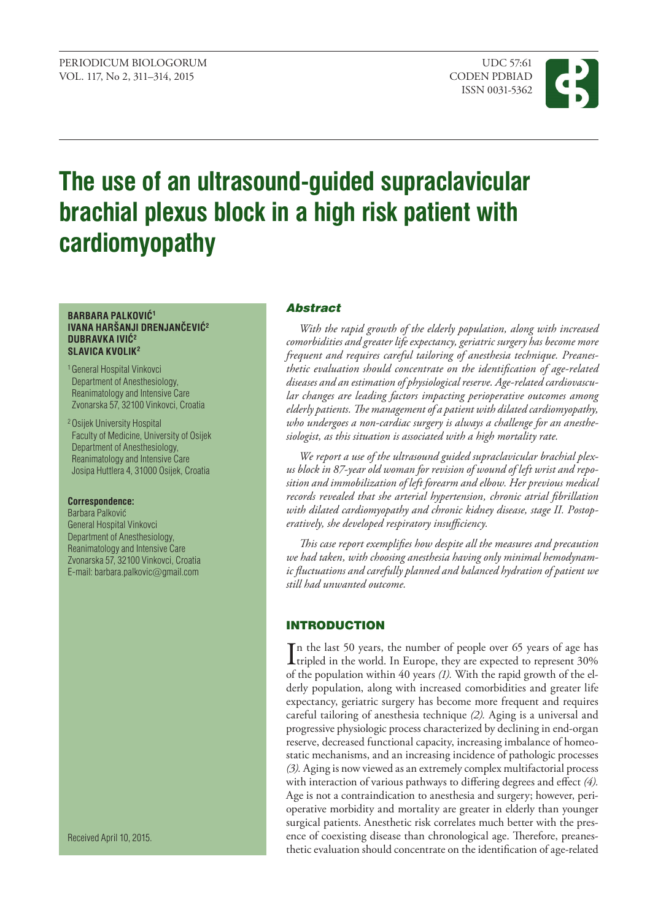# The use of an ultrasound-guided supraclavicular brachial plexus block in a high risk patient with cardiomyopathy

**BARBARA PALKOVIĆ**[1]
**IVANA HARŠANJI DRENJANČEVIĆ**[2]
**DUBRAVKA IVIĆ**[2]
**SLAVICA KVOLIK**[2]

[1] General Hospital Vinkovci
Department of Anesthesiology,
Reanimatology and Intensive Care
Zvonarska 57, 32100 Vinkovci, Croatia

[2] Osijek University Hospital
Faculty of Medicine, University of Osijek
Department of Anesthesiology,
Reanimatology and Intensive Care
Josipa Huttlera 4, 31000 Osijek, Croatia

**Correspondence:**
Barbara Palković
General Hospital Vinkovci
Department of Anesthesiology,
Reanimatology and Intensive Care
Zvonarska 57, 32100 Vinkovci, Croatia
E-mail: barbara.palkovic@gmail.com

Received April 10, 2015.

## *Abstract*

*With the rapid growth of the elderly population, along with increased comorbidities and greater life expectancy, geriatric surgery has become more frequent and requires careful tailoring of anesthesia technique. Preanesthetic evaluation should concentrate on the identification of age-related diseases and an estimation of physiological reserve. Age-related cardiovascular changes are leading factors impacting perioperative outcomes among elderly patients. The management of a patient with dilated cardiomyopathy, who undergoes a non-cardiac surgery is always a challenge for an anesthesiologist, as this situation is associated with a high mortality rate.*

*We report a use of the ultrasound guided supraclavicular brachial plexus block in 87-year old woman for revision of wound of left wrist and reposition and immobilization of left forearm and elbow. Her previous medical records revealed that she arterial hypertension, chronic atrial fibrillation with dilated cardiomyopathy and chronic kidney disease, stage II. Postoperatively, she developed respiratory insufficiency.*

*This case report exemplifies how despite all the measures and precaution we had taken, with choosing anesthesia having only minimal hemodynamic fluctuations and carefully planned and balanced hydration of patient we still had unwanted outcome.*

## INTRODUCTION

In the last 50 years, the number of people over 65 years of age has tripled in the world. In Europe, they are expected to represent 30% of the population within 40 years *(1).* With the rapid growth of the elderly population, along with increased comorbidities and greater life expectancy, geriatric surgery has become more frequent and requires careful tailoring of anesthesia technique *(2).* Aging is a universal and progressive physiologic process characterized by declining in end-organ reserve, decreased functional capacity, increasing imbalance of homeostatic mechanisms, and an increasing incidence of pathologic processes *(3).* Aging is now viewed as an extremely complex multifactorial process with interaction of various pathways to differing degrees and effect *(4).* Age is not a contraindication to anesthesia and surgery; however, perioperative morbidity and mortality are greater in elderly than younger surgical patients. Anesthetic risk correlates much better with the presence of coexisting disease than chronological age. Therefore, preanesthetic evaluation should concentrate on the identification of age-related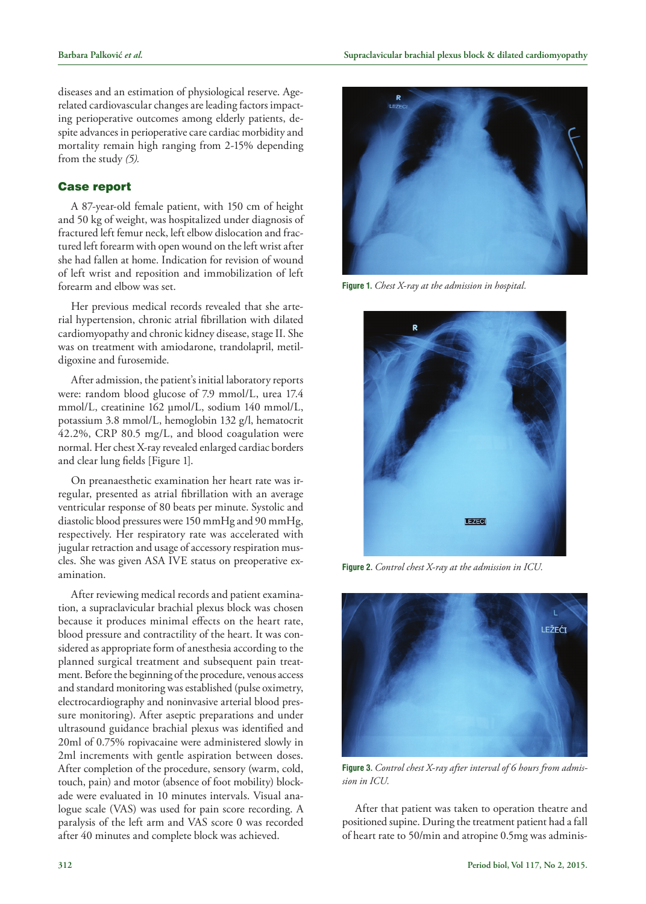diseases and an estimation of physiological reserve. Age-related cardiovascular changes are leading factors impacting perioperative outcomes among elderly patients, despite advances in perioperative care cardiac morbidity and mortality remain high ranging from 2-15% depending from the study *(5)*.

## Case report

A 87-year-old female patient, with 150 cm of height and 50 kg of weight, was hospitalized under diagnosis of fractured left femur neck, left elbow dislocation and fractured left forearm with open wound on the left wrist after she had fallen at home. Indication for revision of wound of left wrist and reposition and immobilization of left forearm and elbow was set.

Her previous medical records revealed that she arterial hypertension, chronic atrial fibrillation with dilated cardiomyopathy and chronic kidney disease, stage II. She was on treatment with amiodarone, trandolapril, metildigoxine and furosemide.

After admission, the patient's initial laboratory reports were: random blood glucose of 7.9 mmol/L, urea 17.4 mmol/L, creatinine 162 µmol/L, sodium 140 mmol/L, potassium 3.8 mmol/L, hemoglobin 132 g/l, hematocrit 42.2%, CRP 80.5 mg/L, and blood coagulation were normal. Her chest X-ray revealed enlarged cardiac borders and clear lung fields [Figure 1].

On preanaesthetic examination her heart rate was irregular, presented as atrial fibrillation with an average ventricular response of 80 beats per minute. Systolic and diastolic blood pressures were 150 mmHg and 90 mmHg, respectively. Her respiratory rate was accelerated with jugular retraction and usage of accessory respiration muscles. She was given ASA IVE status on preoperative examination.

After reviewing medical records and patient examination, a supraclavicular brachial plexus block was chosen because it produces minimal effects on the heart rate, blood pressure and contractility of the heart. It was considered as appropriate form of anesthesia according to the planned surgical treatment and subsequent pain treatment. Before the beginning of the procedure, venous access and standard monitoring was established (pulse oximetry, electrocardiography and noninvasive arterial blood pressure monitoring). After aseptic preparations and under ultrasound guidance brachial plexus was identified and 20ml of 0.75% ropivacaine were administered slowly in 2ml increments with gentle aspiration between doses. After completion of the procedure, sensory (warm, cold, touch, pain) and motor (absence of foot mobility) blockade were evaluated in 10 minutes intervals. Visual analogue scale (VAS) was used for pain score recording. A paralysis of the left arm and VAS score 0 was recorded after 40 minutes and complete block was achieved.

**Figure 1.** *Chest X-ray at the admission in hospital.*

**Figure 2.** *Control chest X-ray at the admission in ICU.*

**Figure 3.** *Control chest X-ray after interval of 6 hours from admission in ICU.*

After that patient was taken to operation theatre and positioned supine. During the treatment patient had a fall of heart rate to 50/min and atropine 0.5mg was adminis-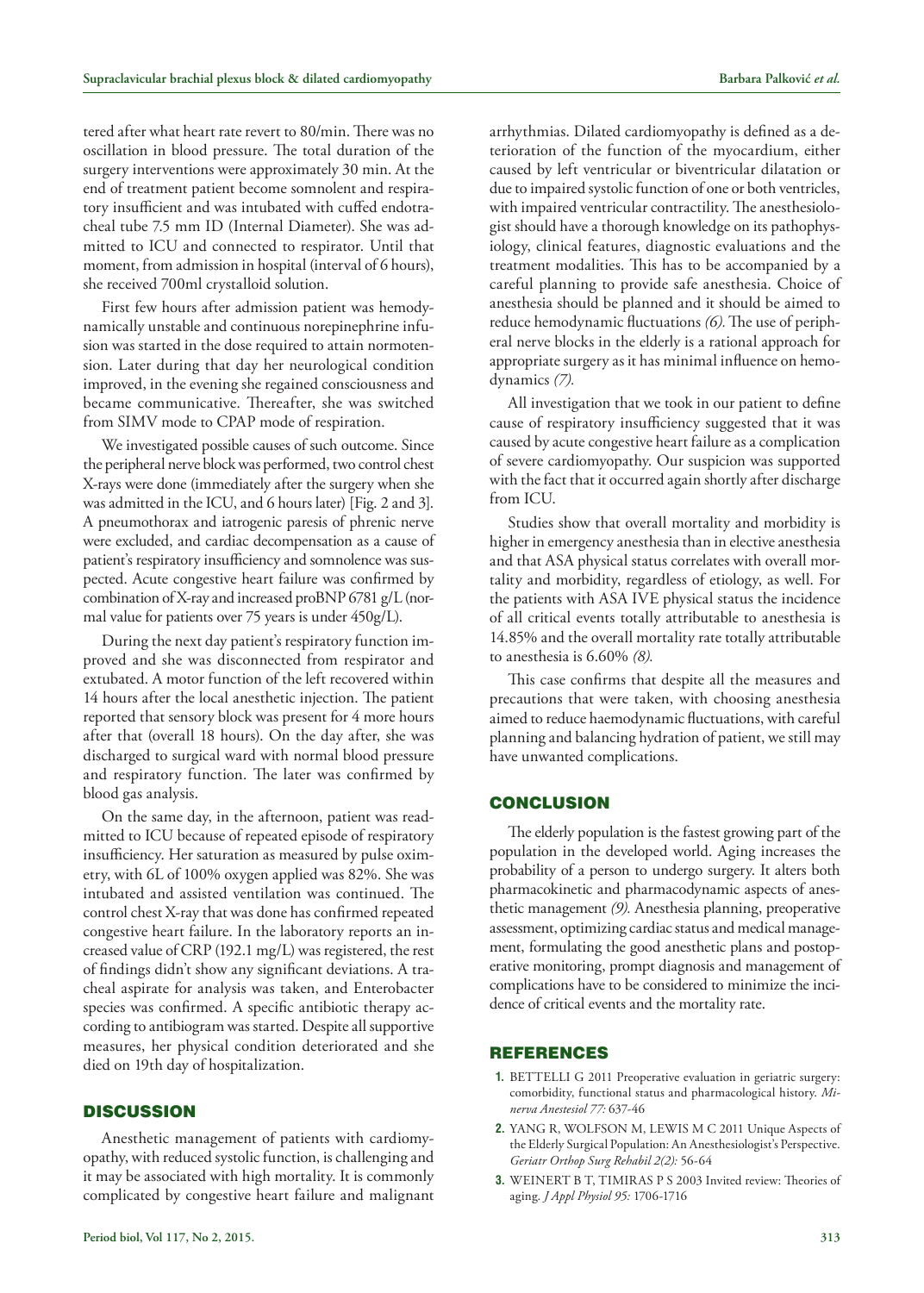tered after what heart rate revert to 80/min. There was no oscillation in blood pressure. The total duration of the surgery interventions were approximately 30 min. At the end of treatment patient become somnolent and respiratory insufficient and was intubated with cuffed endotracheal tube 7.5 mm ID (Internal Diameter). She was admitted to ICU and connected to respirator. Until that moment, from admission in hospital (interval of 6 hours), she received 700ml crystalloid solution.

First few hours after admission patient was hemodynamically unstable and continuous norepinephrine infusion was started in the dose required to attain normotension. Later during that day her neurological condition improved, in the evening she regained consciousness and became communicative. Thereafter, she was switched from SIMV mode to CPAP mode of respiration.

We investigated possible causes of such outcome. Since the peripheral nerve block was performed, two control chest X-rays were done (immediately after the surgery when she was admitted in the ICU, and 6 hours later) [Fig. 2 and 3]. A pneumothorax and iatrogenic paresis of phrenic nerve were excluded, and cardiac decompensation as a cause of patient's respiratory insufficiency and somnolence was suspected. Acute congestive heart failure was confirmed by combination of X-ray and increased proBNP 6781 g/L (normal value for patients over 75 years is under 450g/L).

During the next day patient's respiratory function improved and she was disconnected from respirator and extubated. A motor function of the left recovered within 14 hours after the local anesthetic injection. The patient reported that sensory block was present for 4 more hours after that (overall 18 hours). On the day after, she was discharged to surgical ward with normal blood pressure and respiratory function. The later was confirmed by blood gas analysis.

On the same day, in the afternoon, patient was readmitted to ICU because of repeated episode of respiratory insufficiency. Her saturation as measured by pulse oximetry, with 6L of 100% oxygen applied was 82%. She was intubated and assisted ventilation was continued. The control chest X-ray that was done has confirmed repeated congestive heart failure. In the laboratory reports an increased value of CRP (192.1 mg/L) was registered, the rest of findings didn't show any significant deviations. A tracheal aspirate for analysis was taken, and Enterobacter species was confirmed. A specific antibiotic therapy according to antibiogram was started. Despite all supportive measures, her physical condition deteriorated and she died on 19th day of hospitalization.

## DISCUSSION

Anesthetic management of patients with cardiomyopathy, with reduced systolic function, is challenging and it may be associated with high mortality. It is commonly complicated by congestive heart failure and malignant arrhythmias. Dilated cardiomyopathy is defined as a deterioration of the function of the myocardium, either caused by left ventricular or biventricular dilatation or due to impaired systolic function of one or both ventricles, with impaired ventricular contractility. The anesthesiologist should have a thorough knowledge on its pathophysiology, clinical features, diagnostic evaluations and the treatment modalities. This has to be accompanied by a careful planning to provide safe anesthesia. Choice of anesthesia should be planned and it should be aimed to reduce hemodynamic fluctuations *(6)*. The use of peripheral nerve blocks in the elderly is a rational approach for appropriate surgery as it has minimal influence on hemodynamics *(7)*.

All investigation that we took in our patient to define cause of respiratory insufficiency suggested that it was caused by acute congestive heart failure as a complication of severe cardiomyopathy. Our suspicion was supported with the fact that it occurred again shortly after discharge from ICU.

Studies show that overall mortality and morbidity is higher in emergency anesthesia than in elective anesthesia and that ASA physical status correlates with overall mortality and morbidity, regardless of etiology, as well. For the patients with ASA IVE physical status the incidence of all critical events totally attributable to anesthesia is 14.85% and the overall mortality rate totally attributable to anesthesia is 6.60% *(8)*.

This case confirms that despite all the measures and precautions that were taken, with choosing anesthesia aimed to reduce haemodynamic fluctuations, with careful planning and balancing hydration of patient, we still may have unwanted complications.

## CONCLUSION

The elderly population is the fastest growing part of the population in the developed world. Aging increases the probability of a person to undergo surgery. It alters both pharmacokinetic and pharmacodynamic aspects of anesthetic management *(9)*. Anesthesia planning, preoperative assessment, optimizing cardiac status and medical management, formulating the good anesthetic plans and postoperative monitoring, prompt diagnosis and management of complications have to be considered to minimize the incidence of critical events and the mortality rate.

## REFERENCES

1. BETTELLI G 2011 Preoperative evaluation in geriatric surgery: comorbidity, functional status and pharmacological history. *Minerva Anestesiol 77:* 637-46
2. YANG R, WOLFSON M, LEWIS M C 2011 Unique Aspects of the Elderly Surgical Population: An Anesthesiologist's Perspective. *Geriatr Orthop Surg Rehabil 2(2):* 56-64
3. WEINERT B T, TIMIRAS P S 2003 Invited review: Theories of aging. *J Appl Physiol 95:* 1706-1716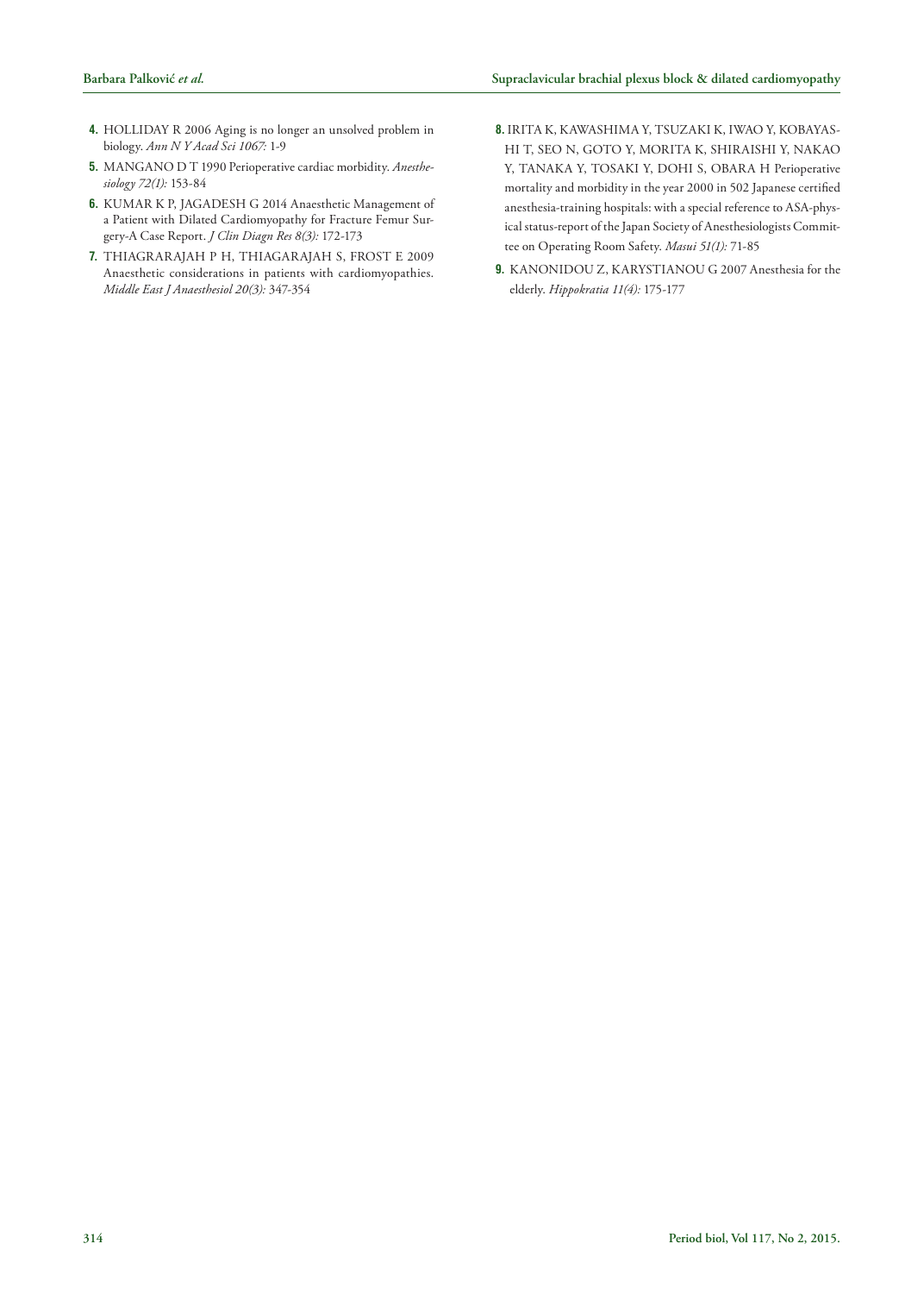4. HOLLIDAY R 2006 Aging is no longer an unsolved problem in biology. *Ann N Y Acad Sci 1067:* 1-9
5. MANGANO D T 1990 Perioperative cardiac morbidity. *Anesthesiology 72(1):* 153-84
6. KUMAR K P, JAGADESH G 2014 Anaesthetic Management of a Patient with Dilated Cardiomyopathy for Fracture Femur Surgery-A Case Report. *J Clin Diagn Res 8(3):* 172-173
7. THIAGRARAJAH P H, THIAGARAJAH S, FROST E 2009 Anaesthetic considerations in patients with cardiomyopathies. *Middle East J Anaesthesiol 20(3):* 347-354
8. IRITA K, KAWASHIMA Y, TSUZAKI K, IWAO Y, KOBAYASHI T, SEO N, GOTO Y, MORITA K, SHIRAISHI Y, NAKAO Y, TANAKA Y, TOSAKI Y, DOHI S, OBARA H Perioperative mortality and morbidity in the year 2000 in 502 Japanese certified anesthesia-training hospitals: with a special reference to ASA-physical status-report of the Japan Society of Anesthesiologists Committee on Operating Room Safety. *Masui 51(1):* 71-85
9. KANONIDOU Z, KARYSTIANOU G 2007 Anesthesia for the elderly. *Hippokratia 11(4):* 175-177